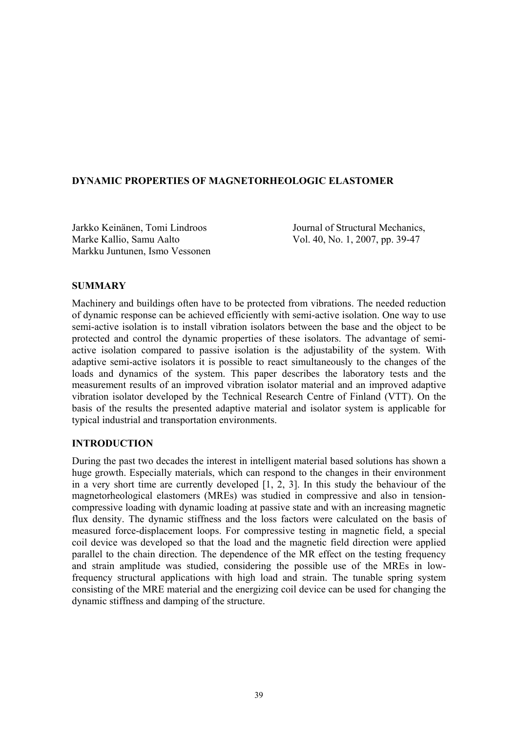# DYNAMIC PROPERTIES OF MAGNETORHEOLOGIC ELASTOMER

Jarkko Keinänen, Tomi Lindroos
Marke Kallio, Samu Aalto
Markku Juntunen, Ismo Vessonen

Journal of Structural Mechanics,
Vol. 40, No. 1, 2007, pp. 39-47

## SUMMARY

Machinery and buildings often have to be protected from vibrations. The needed reduction of dynamic response can be achieved efficiently with semi-active isolation. One way to use semi-active isolation is to install vibration isolators between the base and the object to be protected and control the dynamic properties of these isolators. The advantage of semi-active isolation compared to passive isolation is the adjustability of the system. With adaptive semi-active isolators it is possible to react simultaneously to the changes of the loads and dynamics of the system. This paper describes the laboratory tests and the measurement results of an improved vibration isolator material and an improved adaptive vibration isolator developed by the Technical Research Centre of Finland (VTT). On the basis of the results the presented adaptive material and isolator system is applicable for typical industrial and transportation environments.

## INTRODUCTION

During the past two decades the interest in intelligent material based solutions has shown a huge growth. Especially materials, which can respond to the changes in their environment in a very short time are currently developed [1, 2, 3]. In this study the behaviour of the magnetorheological elastomers (MREs) was studied in compressive and also in tension-compressive loading with dynamic loading at passive state and with an increasing magnetic flux density. The dynamic stiffness and the loss factors were calculated on the basis of measured force-displacement loops. For compressive testing in magnetic field, a special coil device was developed so that the load and the magnetic field direction were applied parallel to the chain direction. The dependence of the MR effect on the testing frequency and strain amplitude was studied, considering the possible use of the MREs in low-frequency structural applications with high load and strain. The tunable spring system consisting of the MRE material and the energizing coil device can be used for changing the dynamic stiffness and damping of the structure.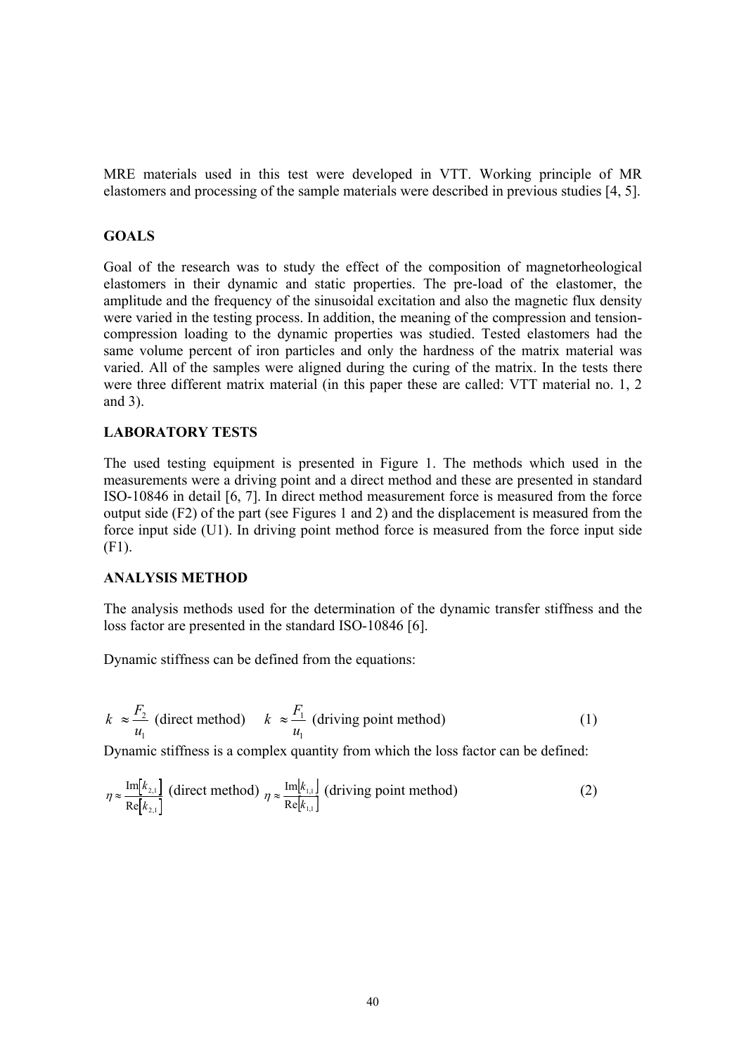MRE materials used in this test were developed in VTT. Working principle of MR elastomers and processing of the sample materials were described in previous studies [4, 5].

## GOALS

Goal of the research was to study the effect of the composition of magnetorheological elastomers in their dynamic and static properties. The pre-load of the elastomer, the amplitude and the frequency of the sinusoidal excitation and also the magnetic flux density were varied in the testing process. In addition, the meaning of the compression and tension-compression loading to the dynamic properties was studied. Tested elastomers had the same volume percent of iron particles and only the hardness of the matrix material was varied. All of the samples were aligned during the curing of the matrix. In the tests there were three different matrix material (in this paper these are called: VTT material no. 1, 2 and 3).

## LABORATORY TESTS

The used testing equipment is presented in Figure 1. The methods which used in the measurements were a driving point and a direct method and these are presented in standard ISO-10846 in detail [6, 7]. In direct method measurement force is measured from the force output side (F2) of the part (see Figures 1 and 2) and the displacement is measured from the force input side (U1). In driving point method force is measured from the force input side (F1).

## ANALYSIS METHOD

The analysis methods used for the determination of the dynamic transfer stiffness and the loss factor are presented in the standard ISO-10846 [6].

Dynamic stiffness can be defined from the equations:

$$k \approx \frac{F_2}{u_1} \text{ (direct method)} \quad k \approx \frac{F_1}{u_1} \text{ (driving point method)} \tag{1}$$

Dynamic stiffness is a complex quantity from which the loss factor can be defined:

$$\eta \approx \frac{\mathrm{Im}[k_{2,1}]}{\mathrm{Re}[k_{2,1}]} \text{ (direct method)} \quad \eta \approx \frac{\mathrm{Im}[k_{1,1}]}{\mathrm{Re}[k_{1,1}]} \text{ (driving point method)} \tag{2}$$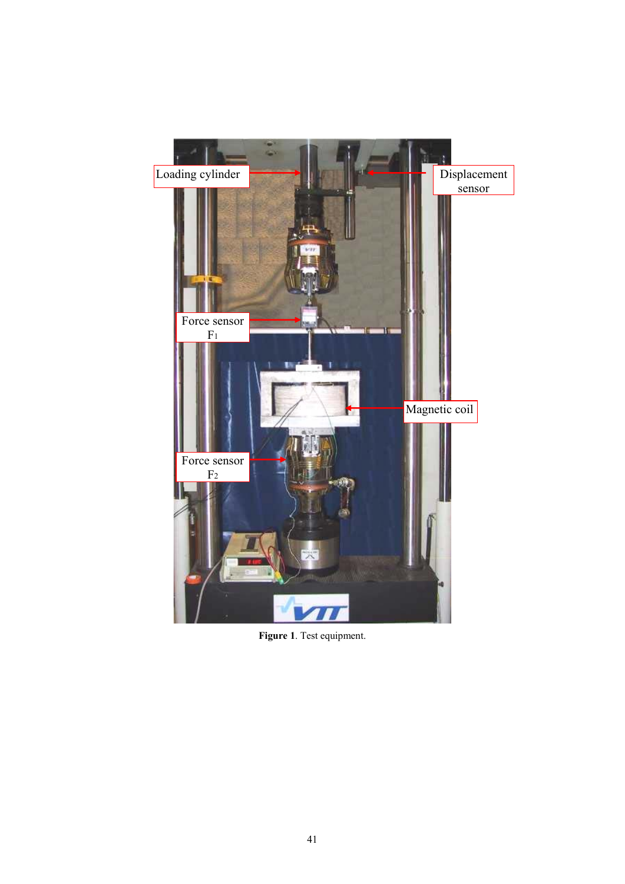**Figure 1**. Test equipment.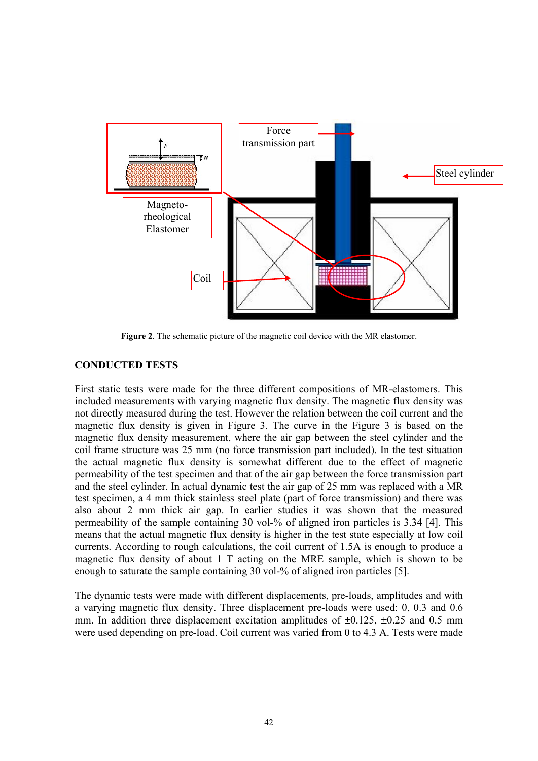**Figure 2**. The schematic picture of the magnetic coil device with the MR elastomer.

## CONDUCTED TESTS

First static tests were made for the three different compositions of MR-elastomers. This included measurements with varying magnetic flux density. The magnetic flux density was not directly measured during the test. However the relation between the coil current and the magnetic flux density is given in Figure 3. The curve in the Figure 3 is based on the magnetic flux density measurement, where the air gap between the steel cylinder and the coil frame structure was 25 mm (no force transmission part included). In the test situation the actual magnetic flux density is somewhat different due to the effect of magnetic permeability of the test specimen and that of the air gap between the force transmission part and the steel cylinder. In actual dynamic test the air gap of 25 mm was replaced with a MR test specimen, a 4 mm thick stainless steel plate (part of force transmission) and there was also about 2 mm thick air gap. In earlier studies it was shown that the measured permeability of the sample containing 30 vol-% of aligned iron particles is 3.34 [4]. This means that the actual magnetic flux density is higher in the test state especially at low coil currents. According to rough calculations, the coil current of 1.5A is enough to produce a magnetic flux density of about 1 T acting on the MRE sample, which is shown to be enough to saturate the sample containing 30 vol-% of aligned iron particles [5].

The dynamic tests were made with different displacements, pre-loads, amplitudes and with a varying magnetic flux density. Three displacement pre-loads were used: 0, 0.3 and 0.6 mm. In addition three displacement excitation amplitudes of ±0.125, ±0.25 and 0.5 mm were used depending on pre-load. Coil current was varied from 0 to 4.3 A. Tests were made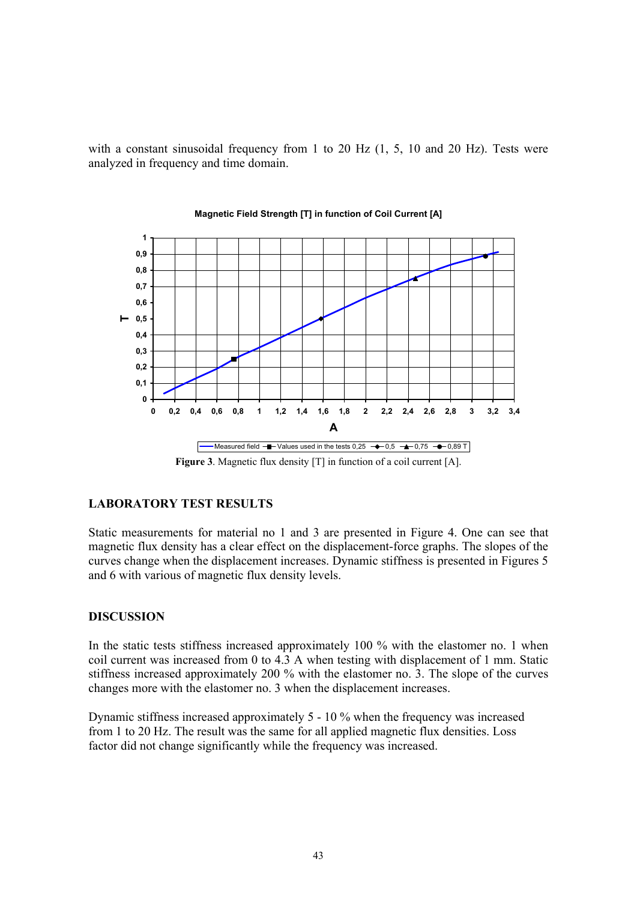with a constant sinusoidal frequency from 1 to 20 Hz (1, 5, 10 and 20 Hz). Tests were analyzed in frequency and time domain.

**Figure 3**. Magnetic flux density [T] in function of a coil current [A].

## LABORATORY TEST RESULTS

Static measurements for material no 1 and 3 are presented in Figure 4. One can see that magnetic flux density has a clear effect on the displacement-force graphs. The slopes of the curves change when the displacement increases. Dynamic stiffness is presented in Figures 5 and 6 with various of magnetic flux density levels.

## DISCUSSION

In the static tests stiffness increased approximately 100 % with the elastomer no. 1 when coil current was increased from 0 to 4.3 A when testing with displacement of 1 mm. Static stiffness increased approximately 200 % with the elastomer no. 3. The slope of the curves changes more with the elastomer no. 3 when the displacement increases.

Dynamic stiffness increased approximately 5 - 10 % when the frequency was increased from 1 to 20 Hz. The result was the same for all applied magnetic flux densities. Loss factor did not change significantly while the frequency was increased.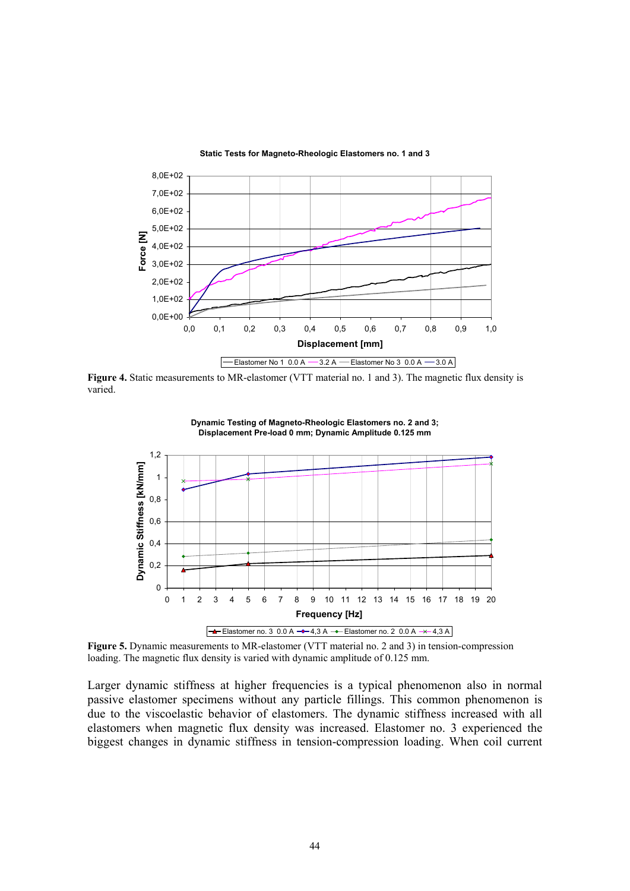**Figure 4.** Static measurements to MR-elastomer (VTT material no. 1 and 3). The magnetic flux density is varied.

**Figure 5.** Dynamic measurements to MR-elastomer (VTT material no. 2 and 3) in tension-compression loading. The magnetic flux density is varied with dynamic amplitude of 0.125 mm.

Larger dynamic stiffness at higher frequencies is a typical phenomenon also in normal passive elastomer specimens without any particle fillings. This common phenomenon is due to the viscoelastic behavior of elastomers. The dynamic stiffness increased with all elastomers when magnetic flux density was increased. Elastomer no. 3 experienced the biggest changes in dynamic stiffness in tension-compression loading. When coil current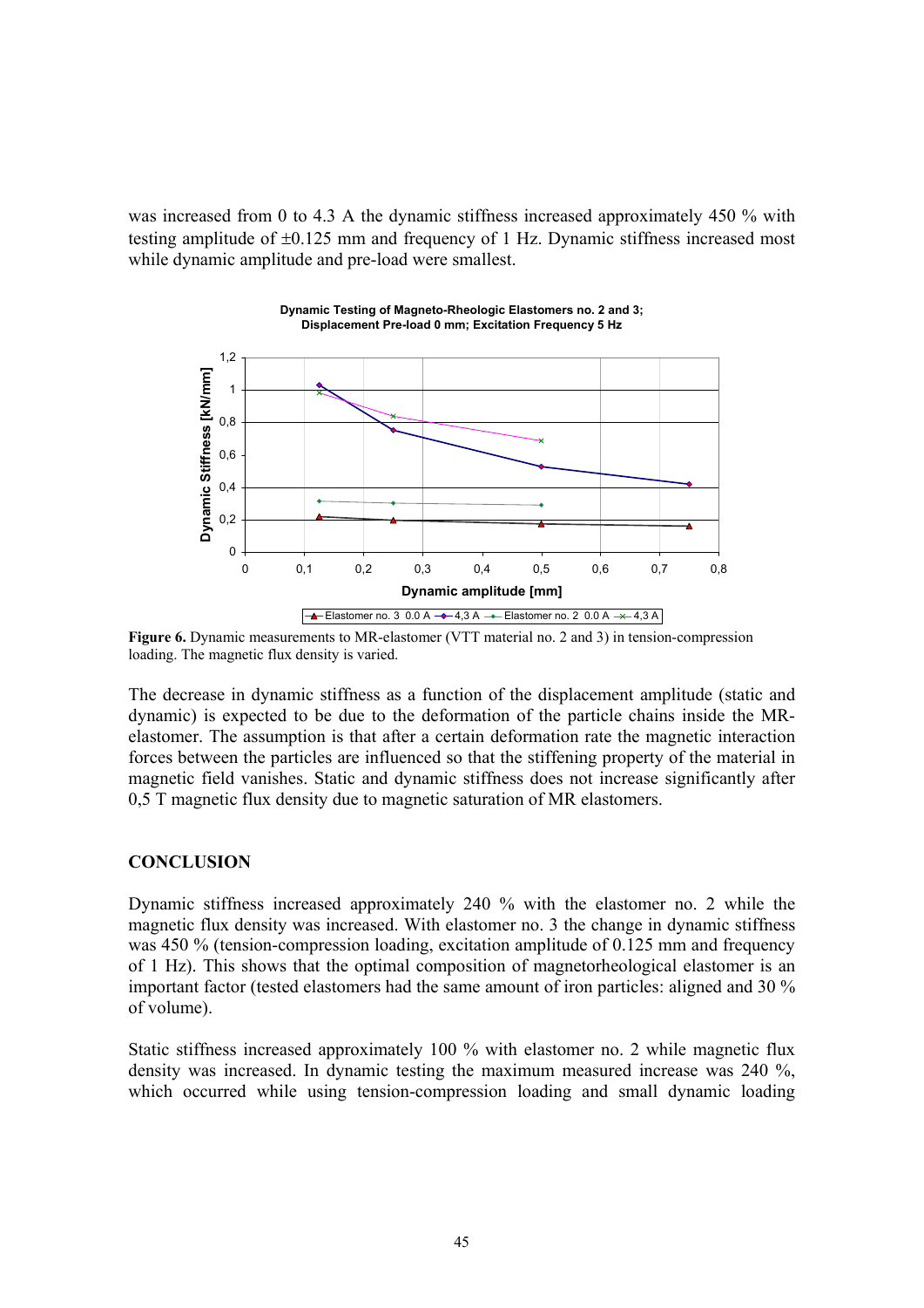was increased from 0 to 4.3 A the dynamic stiffness increased approximately 450 % with testing amplitude of ±0.125 mm and frequency of 1 Hz. Dynamic stiffness increased most while dynamic amplitude and pre-load were smallest.

**Figure 6.** Dynamic measurements to MR-elastomer (VTT material no. 2 and 3) in tension-compression loading. The magnetic flux density is varied.

The decrease in dynamic stiffness as a function of the displacement amplitude (static and dynamic) is expected to be due to the deformation of the particle chains inside the MR-elastomer. The assumption is that after a certain deformation rate the magnetic interaction forces between the particles are influenced so that the stiffening property of the material in magnetic field vanishes. Static and dynamic stiffness does not increase significantly after 0,5 T magnetic flux density due to magnetic saturation of MR elastomers.

## CONCLUSION

Dynamic stiffness increased approximately 240 % with the elastomer no. 2 while the magnetic flux density was increased. With elastomer no. 3 the change in dynamic stiffness was 450 % (tension-compression loading, excitation amplitude of 0.125 mm and frequency of 1 Hz). This shows that the optimal composition of magnetorheological elastomer is an important factor (tested elastomers had the same amount of iron particles: aligned and 30 % of volume).

Static stiffness increased approximately 100 % with elastomer no. 2 while magnetic flux density was increased. In dynamic testing the maximum measured increase was 240 %, which occurred while using tension-compression loading and small dynamic loading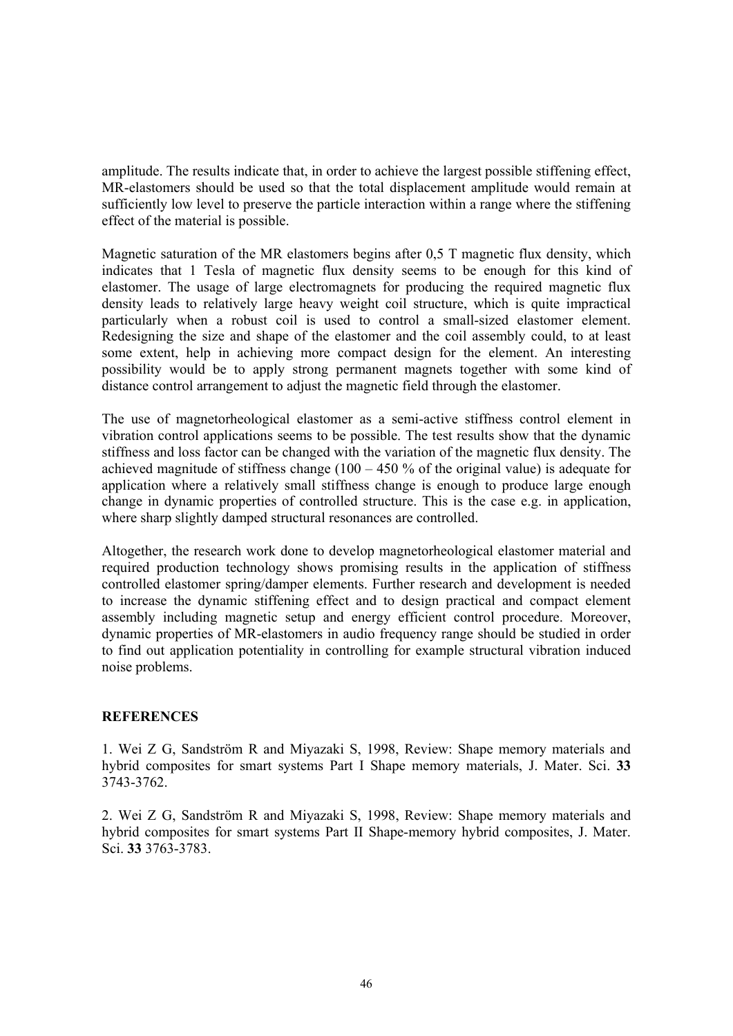amplitude. The results indicate that, in order to achieve the largest possible stiffening effect, MR-elastomers should be used so that the total displacement amplitude would remain at sufficiently low level to preserve the particle interaction within a range where the stiffening effect of the material is possible.

Magnetic saturation of the MR elastomers begins after 0,5 T magnetic flux density, which indicates that 1 Tesla of magnetic flux density seems to be enough for this kind of elastomer. The usage of large electromagnets for producing the required magnetic flux density leads to relatively large heavy weight coil structure, which is quite impractical particularly when a robust coil is used to control a small-sized elastomer element. Redesigning the size and shape of the elastomer and the coil assembly could, to at least some extent, help in achieving more compact design for the element. An interesting possibility would be to apply strong permanent magnets together with some kind of distance control arrangement to adjust the magnetic field through the elastomer.

The use of magnetorheological elastomer as a semi-active stiffness control element in vibration control applications seems to be possible. The test results show that the dynamic stiffness and loss factor can be changed with the variation of the magnetic flux density. The achieved magnitude of stiffness change (100 – 450 % of the original value) is adequate for application where a relatively small stiffness change is enough to produce large enough change in dynamic properties of controlled structure. This is the case e.g. in application, where sharp slightly damped structural resonances are controlled.

Altogether, the research work done to develop magnetorheological elastomer material and required production technology shows promising results in the application of stiffness controlled elastomer spring/damper elements. Further research and development is needed to increase the dynamic stiffening effect and to design practical and compact element assembly including magnetic setup and energy efficient control procedure. Moreover, dynamic properties of MR-elastomers in audio frequency range should be studied in order to find out application potentiality in controlling for example structural vibration induced noise problems.

## REFERENCES

1. Wei Z G, Sandström R and Miyazaki S, 1998, Review: Shape memory materials and hybrid composites for smart systems Part I Shape memory materials, J. Mater. Sci. **33** 3743-3762.

2. Wei Z G, Sandström R and Miyazaki S, 1998, Review: Shape memory materials and hybrid composites for smart systems Part II Shape-memory hybrid composites, J. Mater. Sci. **33** 3763-3783.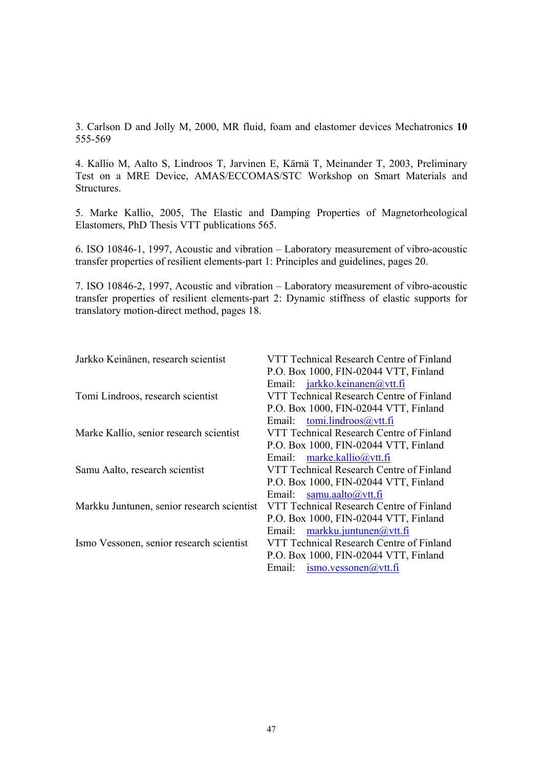3. Carlson D and Jolly M, 2000, MR fluid, foam and elastomer devices Mechatronics **10** 555-569

4. Kallio M, Aalto S, Lindroos T, Jarvinen E, Kärnä T, Meinander T, 2003, Preliminary Test on a MRE Device, AMAS/ECCOMAS/STC Workshop on Smart Materials and Structures.

5. Marke Kallio, 2005, The Elastic and Damping Properties of Magnetorheological Elastomers, PhD Thesis VTT publications 565.

6. ISO 10846-1, 1997, Acoustic and vibration – Laboratory measurement of vibro-acoustic transfer properties of resilient elements-part 1: Principles and guidelines, pages 20.

7. ISO 10846-2, 1997, Acoustic and vibration – Laboratory measurement of vibro-acoustic transfer properties of resilient elements-part 2: Dynamic stiffness of elastic supports for translatory motion-direct method, pages 18.

| | |
|---|---|
| Jarkko Keinänen, research scientist | VTT Technical Research Centre of Finland<br>P.O. Box 1000, FIN-02044 VTT, Finland<br>Email: jarkko.keinanen@vtt.fi |
| Tomi Lindroos, research scientist | VTT Technical Research Centre of Finland<br>P.O. Box 1000, FIN-02044 VTT, Finland<br>Email: tomi.lindroos@vtt.fi |
| Marke Kallio, senior research scientist | VTT Technical Research Centre of Finland<br>P.O. Box 1000, FIN-02044 VTT, Finland<br>Email: marke.kallio@vtt.fi |
| Samu Aalto, research scientist | VTT Technical Research Centre of Finland<br>P.O. Box 1000, FIN-02044 VTT, Finland<br>Email: samu.aalto@vtt.fi |
| Markku Juntunen, senior research scientist | VTT Technical Research Centre of Finland<br>P.O. Box 1000, FIN-02044 VTT, Finland<br>Email: markku.juntunen@vtt.fi |
| Ismo Vessonen, senior research scientist | VTT Technical Research Centre of Finland<br>P.O. Box 1000, FIN-02044 VTT, Finland<br>Email: ismo.vessonen@vtt.fi |